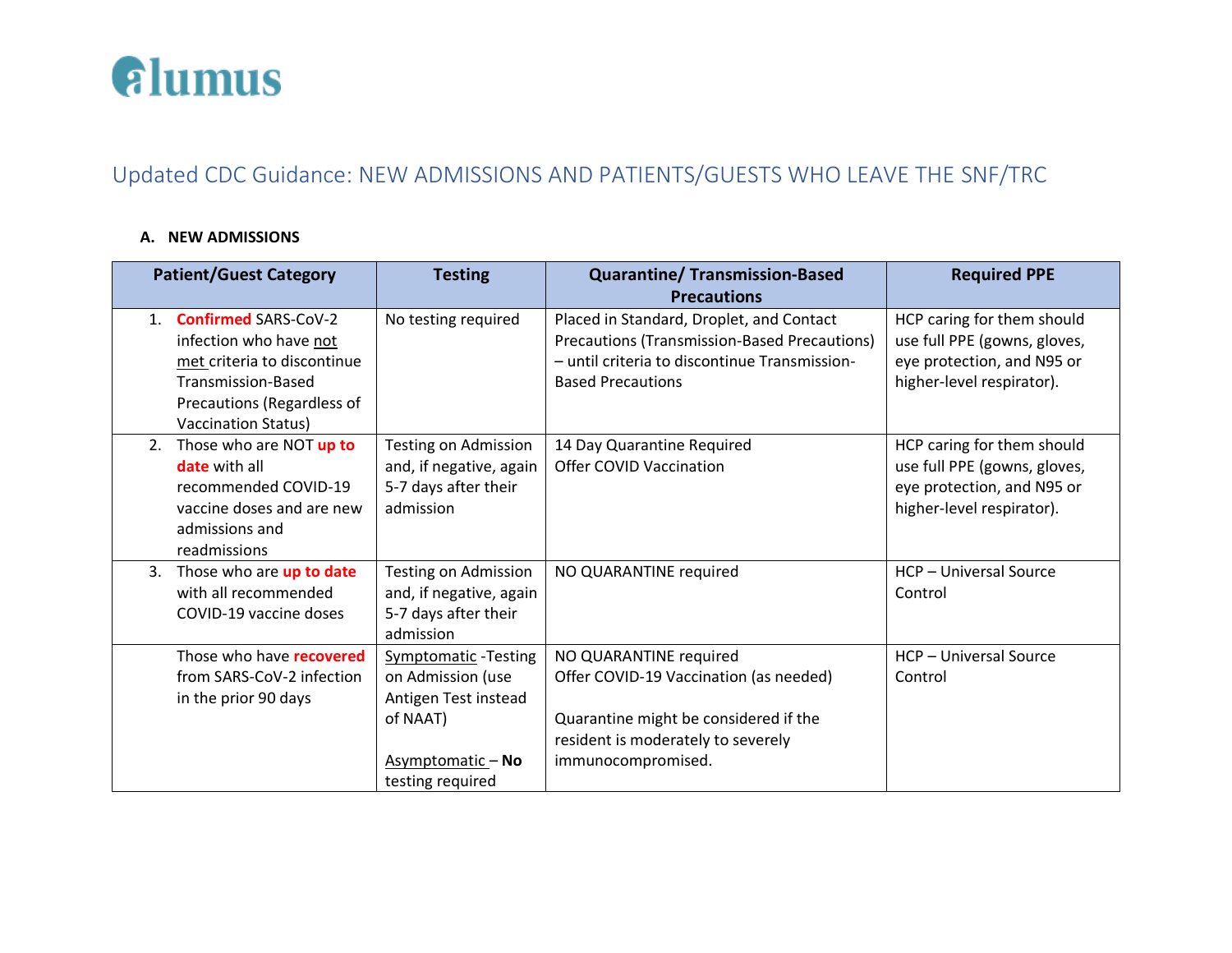alumus

# Updated CDC Guidance: NEW ADMISSIONS AND PATIENTS/GUESTS WHO LEAVE THE SNF/TRC

## A. NEW ADMISSIONS

| Patient/Guest Category | Testing | Quarantine/ Transmission-Based Precautions | Required PPE |
|---|---|---|---|
| 1. **Confirmed** SARS-CoV-2 infection who have not met criteria to discontinue Transmission-Based Precautions (Regardless of Vaccination Status) | No testing required | Placed in Standard, Droplet, and Contact Precautions (Transmission-Based Precautions) – until criteria to discontinue Transmission-Based Precautions | HCP caring for them should use full PPE (gowns, gloves, eye protection, and N95 or higher-level respirator). |
| 2. Those who are NOT **up to date** with all recommended COVID-19 vaccine doses and are new admissions and readmissions | Testing on Admission and, if negative, again 5-7 days after their admission | 14 Day Quarantine Required<br>Offer COVID Vaccination | HCP caring for them should use full PPE (gowns, gloves, eye protection, and N95 or higher-level respirator). |
| 3. Those who are **up to date** with all recommended COVID-19 vaccine doses | Testing on Admission and, if negative, again 5-7 days after their admission | NO QUARANTINE required | HCP – Universal Source Control |
| Those who have **recovered** from SARS-CoV-2 infection in the prior 90 days | Symptomatic -Testing on Admission (use Antigen Test instead of NAAT)<br><br>Asymptomatic – **No** testing required | NO QUARANTINE required<br>Offer COVID-19 Vaccination (as needed)<br><br>Quarantine might be considered if the resident is moderately to severely immunocompromised. | HCP – Universal Source Control |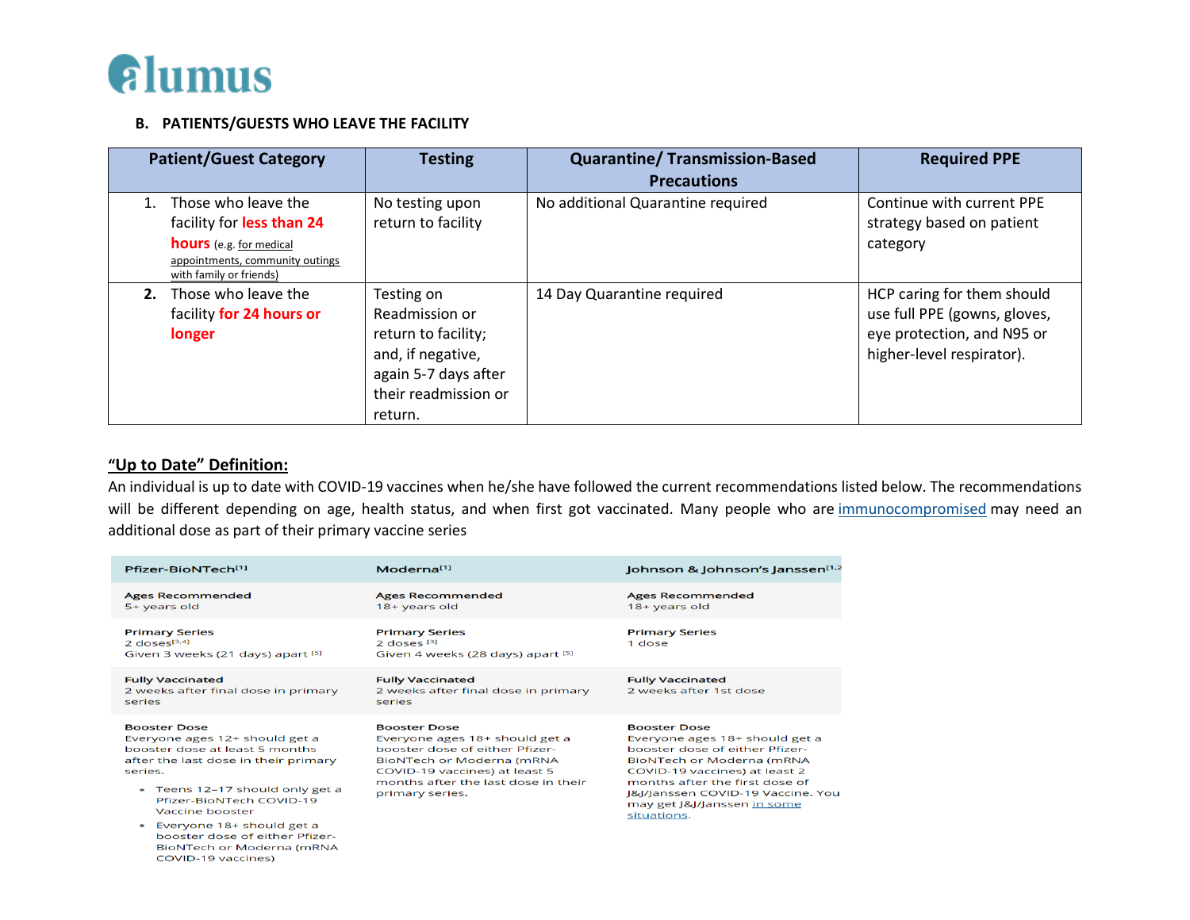### B. PATIENTS/GUESTS WHO LEAVE THE FACILITY

| Patient/Guest Category | Testing | Quarantine/ Transmission-Based Precautions | Required PPE |
| --- | --- | --- | --- |
| 1. Those who leave the facility for **less than 24 hours** (e.g. for medical appointments, community outings with family or friends) | No testing upon return to facility | No additional Quarantine required | Continue with current PPE strategy based on patient category |
| **2.** Those who leave the facility **for 24 hours or longer** | Testing on Readmission or return to facility; and, if negative, again 5-7 days after their readmission or return. | 14 Day Quarantine required | HCP caring for them should use full PPE (gowns, gloves, eye protection, and N95 or higher-level respirator). |

**"Up to Date" Definition:**

An individual is up to date with COVID-19 vaccines when he/she have followed the current recommendations listed below. The recommendations will be different depending on age, health status, and when first got vaccinated. Many people who are immunocompromised may need an additional dose as part of their primary vaccine series

| Pfizer-BioNTech[1] | Moderna[1] | Johnson & Johnson's Janssen[1,2] |
| --- | --- | --- |
| **Ages Recommended**<br>5+ years old | **Ages Recommended**<br>18+ years old | **Ages Recommended**<br>18+ years old |
| **Primary Series**<br>2 doses[3,4]<br>Given 3 weeks (21 days) apart [5] | **Primary Series**<br>2 doses [3]<br>Given 4 weeks (28 days) apart [5] | **Primary Series**<br>1 dose |
| **Fully Vaccinated**<br>2 weeks after final dose in primary series | **Fully Vaccinated**<br>2 weeks after final dose in primary series | **Fully Vaccinated**<br>2 weeks after 1st dose |
| **Booster Dose**<br>Everyone ages 12+ should get a booster dose at least 5 months after the last dose in their primary series.<br>• Teens 12–17 should only get a Pfizer-BioNTech COVID-19 Vaccine booster<br>• Everyone 18+ should get a booster dose of either Pfizer-BioNTech or Moderna (mRNA COVID-19 vaccines) | **Booster Dose**<br>Everyone ages 18+ should get a booster dose of either Pfizer-BioNTech or Moderna (mRNA COVID-19 vaccines) at least 5 months after the last dose in their primary series. | **Booster Dose**<br>Everyone ages 18+ should get a booster dose of either Pfizer-BioNTech or Moderna (mRNA COVID-19 vaccines) at least 2 months after the first dose of J&J/Janssen COVID-19 Vaccine. You may get J&J/Janssen in some situations. |